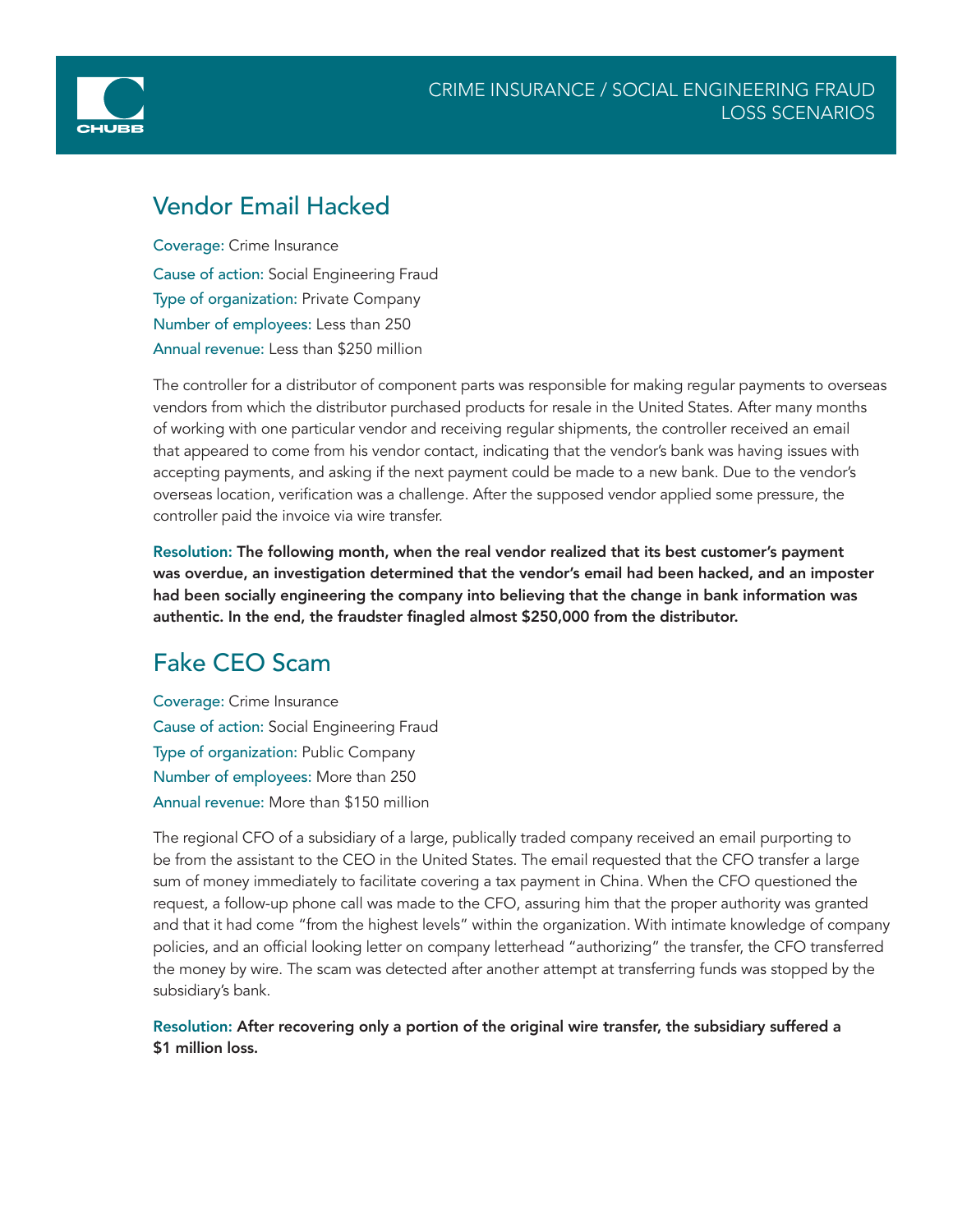CRIME INSURANCE / SOCIAL ENGINEERING FRAUD LOSS SCENARIOS

## Vendor Email Hacked

**Coverage:** Crime Insurance
**Cause of action:** Social Engineering Fraud
**Type of organization:** Private Company
**Number of employees:** Less than 250
**Annual revenue:** Less than $250 million

The controller for a distributor of component parts was responsible for making regular payments to overseas vendors from which the distributor purchased products for resale in the United States. After many months of working with one particular vendor and receiving regular shipments, the controller received an email that appeared to come from his vendor contact, indicating that the vendor's bank was having issues with accepting payments, and asking if the next payment could be made to a new bank. Due to the vendor's overseas location, verification was a challenge. After the supposed vendor applied some pressure, the controller paid the invoice via wire transfer.

**Resolution: The following month, when the real vendor realized that its best customer's payment was overdue, an investigation determined that the vendor's email had been hacked, and an imposter had been socially engineering the company into believing that the change in bank information was authentic. In the end, the fraudster finagled almost $250,000 from the distributor.**

## Fake CEO Scam

**Coverage:** Crime Insurance
**Cause of action:** Social Engineering Fraud
**Type of organization:** Public Company
**Number of employees:** More than 250
**Annual revenue:** More than $150 million

The regional CFO of a subsidiary of a large, publically traded company received an email purporting to be from the assistant to the CEO in the United States. The email requested that the CFO transfer a large sum of money immediately to facilitate covering a tax payment in China. When the CFO questioned the request, a follow-up phone call was made to the CFO, assuring him that the proper authority was granted and that it had come "from the highest levels" within the organization. With intimate knowledge of company policies, and an official looking letter on company letterhead "authorizing" the transfer, the CFO transferred the money by wire. The scam was detected after another attempt at transferring funds was stopped by the subsidiary's bank.

**Resolution: After recovering only a portion of the original wire transfer, the subsidiary suffered a $1 million loss.**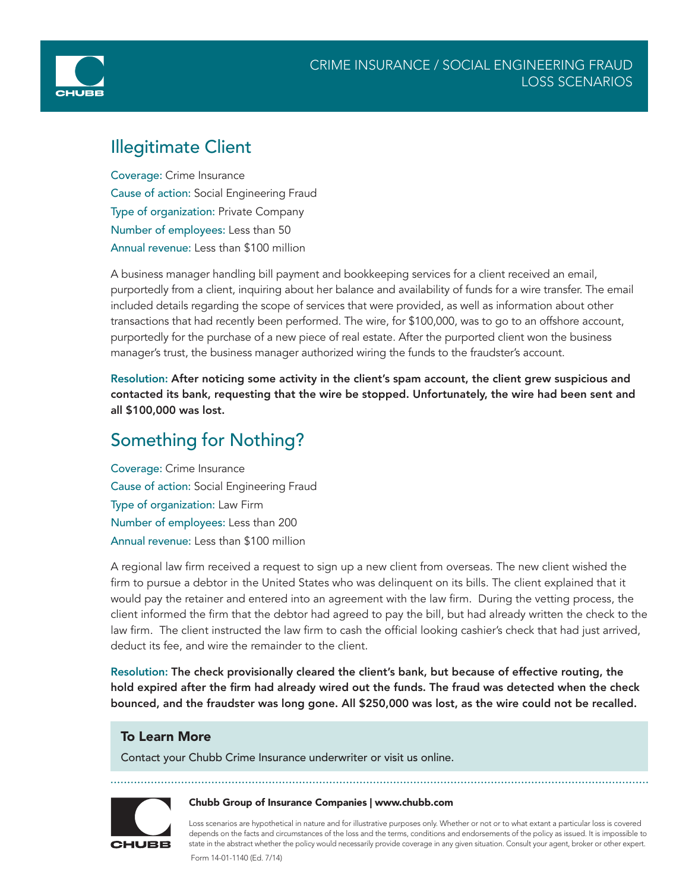CRIME INSURANCE / SOCIAL ENGINEERING FRAUD
LOSS SCENARIOS

## Illegitimate Client

Coverage: Crime Insurance
Cause of action: Social Engineering Fraud
Type of organization: Private Company
Number of employees: Less than 50
Annual revenue: Less than $100 million

A business manager handling bill payment and bookkeeping services for a client received an email, purportedly from a client, inquiring about her balance and availability of funds for a wire transfer. The email included details regarding the scope of services that were provided, as well as information about other transactions that had recently been performed. The wire, for $100,000, was to go to an offshore account, purportedly for the purchase of a new piece of real estate. After the purported client won the business manager's trust, the business manager authorized wiring the funds to the fraudster's account.

Resolution: **After noticing some activity in the client's spam account, the client grew suspicious and contacted its bank, requesting that the wire be stopped. Unfortunately, the wire had been sent and all $100,000 was lost.**

## Something for Nothing?

Coverage: Crime Insurance
Cause of action: Social Engineering Fraud
Type of organization: Law Firm
Number of employees: Less than 200
Annual revenue: Less than $100 million

A regional law firm received a request to sign up a new client from overseas. The new client wished the firm to pursue a debtor in the United States who was delinquent on its bills. The client explained that it would pay the retainer and entered into an agreement with the law firm. During the vetting process, the client informed the firm that the debtor had agreed to pay the bill, but had already written the check to the law firm. The client instructed the law firm to cash the official looking cashier's check that had just arrived, deduct its fee, and wire the remainder to the client.

Resolution: **The check provisionally cleared the client's bank, but because of effective routing, the hold expired after the firm had already wired out the funds. The fraud was detected when the check bounced, and the fraudster was long gone. All $250,000 was lost, as the wire could not be recalled.**

### To Learn More

Contact your Chubb Crime Insurance underwriter or visit us online.

**Chubb Group of Insurance Companies | www.chubb.com**

Loss scenarios are hypothetical in nature and for illustrative purposes only. Whether or not or to what extant a particular loss is covered depends on the facts and circumstances of the loss and the terms, conditions and endorsements of the policy as issued. It is impossible to state in the abstract whether the policy would necessarily provide coverage in any given situation. Consult your agent, broker or other expert.

Form 14-01-1140 (Ed. 7/14)